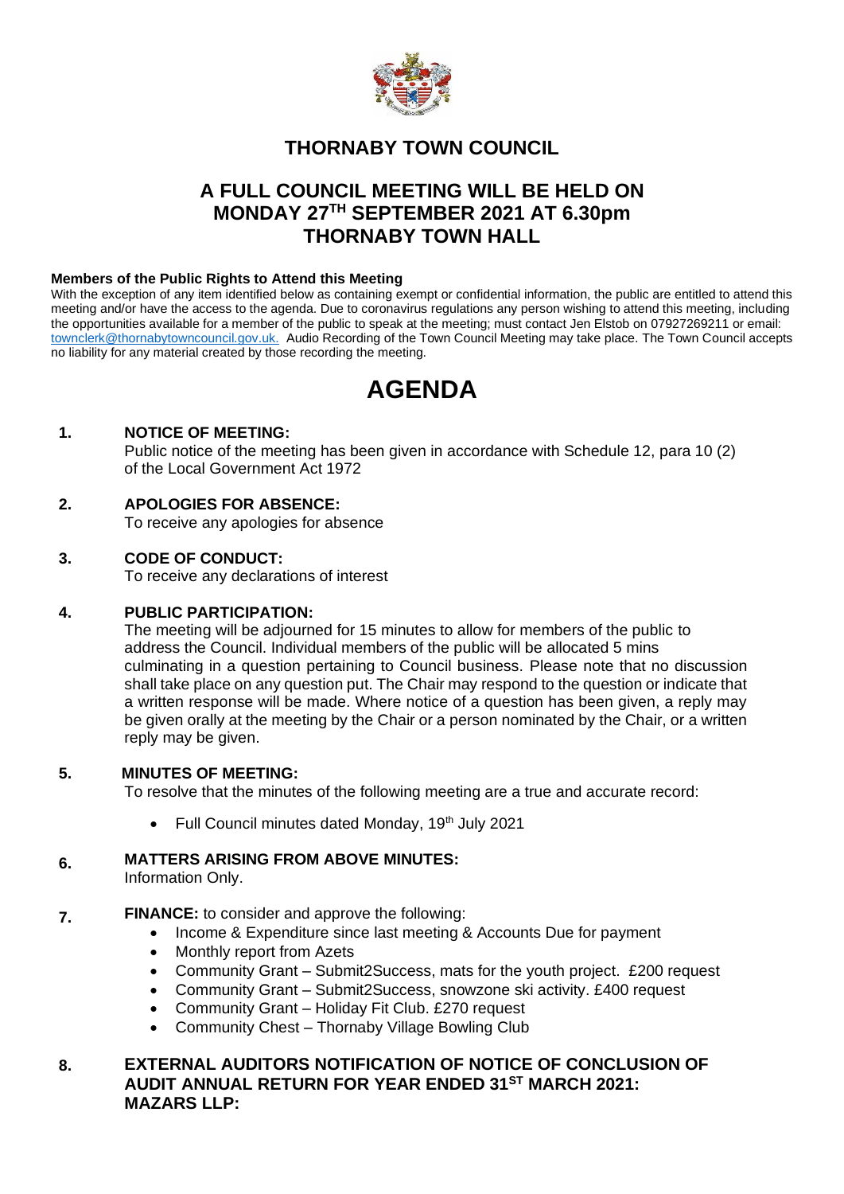# THORNABY TOWN COUNCIL

## A FULL COUNCIL MEETING WILL BE HELD ON MONDAY 27TH SEPTEMBER 2021 AT 6.30pm THORNABY TOWN HALL

**Members of the Public Rights to Attend this Meeting**

With the exception of any item identified below as containing exempt or confidential information, the public are entitled to attend this meeting and/or have the access to the agenda. Due to coronavirus regulations any person wishing to attend this meeting, including the opportunities available for a member of the public to speak at the meeting; must contact Jen Elstob on 07927269211 or email: townclerk@thornabytowncouncil.gov.uk. Audio Recording of the Town Council Meeting may take place. The Town Council accepts no liability for any material created by those recording the meeting.

# AGENDA

**1. NOTICE OF MEETING:**

Public notice of the meeting has been given in accordance with Schedule 12, para 10 (2) of the Local Government Act 1972

**2. APOLOGIES FOR ABSENCE:**

To receive any apologies for absence

**3. CODE OF CONDUCT:**

To receive any declarations of interest

**4. PUBLIC PARTICIPATION:**

The meeting will be adjourned for 15 minutes to allow for members of the public to address the Council. Individual members of the public will be allocated 5 mins culminating in a question pertaining to Council business. Please note that no discussion shall take place on any question put. The Chair may respond to the question or indicate that a written response will be made. Where notice of a question has been given, a reply may be given orally at the meeting by the Chair or a person nominated by the Chair, or a written reply may be given.

**5. MINUTES OF MEETING:**

To resolve that the minutes of the following meeting are a true and accurate record:

- Full Council minutes dated Monday, 19th July 2021

**6. MATTERS ARISING FROM ABOVE MINUTES:**

Information Only.

**7. FINANCE:** to consider and approve the following:

- Income & Expenditure since last meeting & Accounts Due for payment
- Monthly report from Azets
- Community Grant – Submit2Success, mats for the youth project. £200 request
- Community Grant – Submit2Success, snowzone ski activity. £400 request
- Community Grant – Holiday Fit Club. £270 request
- Community Chest – Thornaby Village Bowling Club

**8. EXTERNAL AUDITORS NOTIFICATION OF NOTICE OF CONCLUSION OF AUDIT ANNUAL RETURN FOR YEAR ENDED 31ST MARCH 2021: MAZARS LLP:**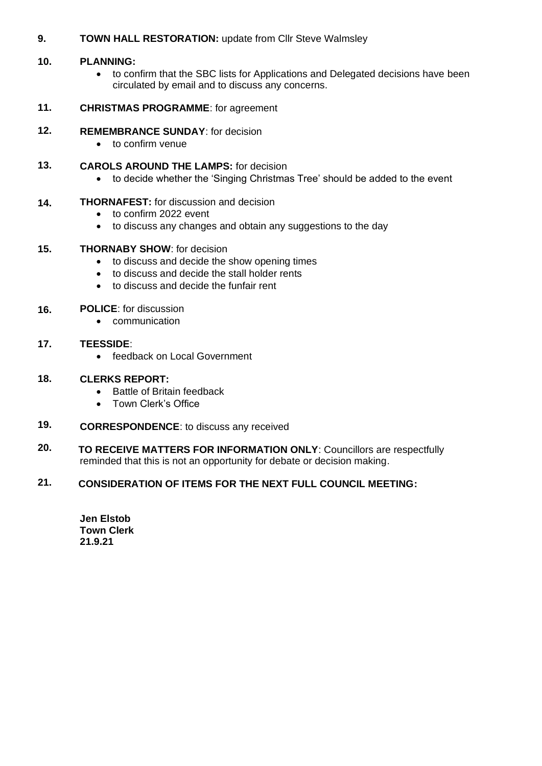**9. TOWN HALL RESTORATION:** update from Cllr Steve Walmsley

**10. PLANNING:**

- to confirm that the SBC lists for Applications and Delegated decisions have been circulated by email and to discuss any concerns.

**11. CHRISTMAS PROGRAMME**: for agreement

**12. REMEMBRANCE SUNDAY**: for decision

- to confirm venue

**13. CAROLS AROUND THE LAMPS:** for decision

- to decide whether the 'Singing Christmas Tree' should be added to the event

**14. THORNAFEST:** for discussion and decision

- to confirm 2022 event
- to discuss any changes and obtain any suggestions to the day

**15. THORNABY SHOW**: for decision

- to discuss and decide the show opening times
- to discuss and decide the stall holder rents
- to discuss and decide the funfair rent

**16. POLICE**: for discussion

- communication

**17. TEESSIDE**:

- feedback on Local Government

**18. CLERKS REPORT:**

- Battle of Britain feedback
- Town Clerk's Office

**19. CORRESPONDENCE**: to discuss any received

**20. TO RECEIVE MATTERS FOR INFORMATION ONLY**: Councillors are respectfully reminded that this is not an opportunity for debate or decision making.

**21. CONSIDERATION OF ITEMS FOR THE NEXT FULL COUNCIL MEETING:**

**Jen Elstob**
**Town Clerk**
**21.9.21**